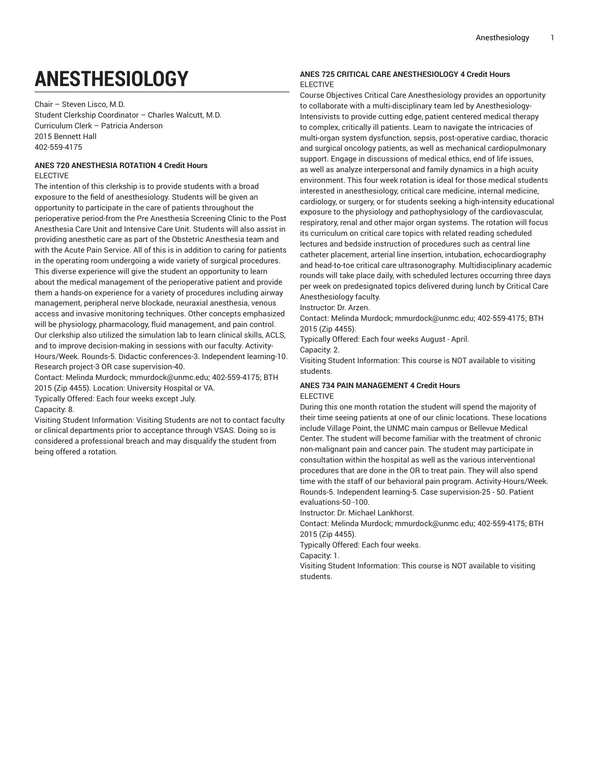# ANESTHESIOLOGY

Chair – Steven Lisco, M.D.
Student Clerkship Coordinator – Charles Walcutt, M.D.
Curriculum Clerk – Patricia Anderson
2015 Bennett Hall
402-559-4175

### ANES 720 ANESTHESIA ROTATION 4 Credit Hours

ELECTIVE

The intention of this clerkship is to provide students with a broad exposure to the field of anesthesiology. Students will be given an opportunity to participate in the care of patients throughout the perioperative period-from the Pre Anesthesia Screening Clinic to the Post Anesthesia Care Unit and Intensive Care Unit. Students will also assist in providing anesthetic care as part of the Obstetric Anesthesia team and with the Acute Pain Service. All of this is in addition to caring for patients in the operating room undergoing a wide variety of surgical procedures. This diverse experience will give the student an opportunity to learn about the medical management of the perioperative patient and provide them a hands-on experience for a variety of procedures including airway management, peripheral nerve blockade, neuraxial anesthesia, venous access and invasive monitoring techniques. Other concepts emphasized will be physiology, pharmacology, fluid management, and pain control. Our clerkship also utilized the simulation lab to learn clinical skills, ACLS, and to improve decision-making in sessions with our faculty. Activity-Hours/Week. Rounds-5. Didactic conferences-3. Independent learning-10. Research project-3 OR case supervision-40.

Contact: Melinda Murdock; mmurdock@unmc.edu; 402-559-4175; BTH 2015 (Zip 4455). Location: University Hospital or VA.

Typically Offered: Each four weeks except July.

Capacity: 8.

Visiting Student Information: Visiting Students are not to contact faculty or clinical departments prior to acceptance through VSAS. Doing so is considered a professional breach and may disqualify the student from being offered a rotation.

### ANES 725 CRITICAL CARE ANESTHESIOLOGY 4 Credit Hours

ELECTIVE

Course Objectives Critical Care Anesthesiology provides an opportunity to collaborate with a multi-disciplinary team led by Anesthesiology-Intensivists to provide cutting edge, patient centered medical therapy to complex, critically ill patients. Learn to navigate the intricacies of multi-organ system dysfunction, sepsis, post-operative cardiac, thoracic and surgical oncology patients, as well as mechanical cardiopulmonary support. Engage in discussions of medical ethics, end of life issues, as well as analyze interpersonal and family dynamics in a high acuity environment. This four week rotation is ideal for those medical students interested in anesthesiology, critical care medicine, internal medicine, cardiology, or surgery, or for students seeking a high-intensity educational exposure to the physiology and pathophysiology of the cardiovascular, respiratory, renal and other major organ systems. The rotation will focus its curriculum on critical care topics with related reading scheduled lectures and bedside instruction of procedures such as central line catheter placement, arterial line insertion, intubation, echocardiography and head-to-toe critical care ultrasonography. Multidisciplinary academic rounds will take place daily, with scheduled lectures occurring three days per week on predesignated topics delivered during lunch by Critical Care Anesthesiology faculty.

Instructor: Dr. Arzen.

Contact: Melinda Murdock; mmurdock@unmc.edu; 402-559-4175; BTH 2015 (Zip 4455).

Typically Offered: Each four weeks August - April.

Capacity: 2.

Visiting Student Information: This course is NOT available to visiting students.

### ANES 734 PAIN MANAGEMENT 4 Credit Hours

ELECTIVE

During this one month rotation the student will spend the majority of their time seeing patients at one of our clinic locations. These locations include Village Point, the UNMC main campus or Bellevue Medical Center. The student will become familiar with the treatment of chronic non-malignant pain and cancer pain. The student may participate in consultation within the hospital as well as the various interventional procedures that are done in the OR to treat pain. They will also spend time with the staff of our behavioral pain program. Activity-Hours/Week. Rounds-5. Independent learning-5. Case supervision-25 - 50. Patient evaluations-50 -100.

Instructor: Dr. Michael Lankhorst.

Contact: Melinda Murdock; mmurdock@unmc.edu; 402-559-4175; BTH 2015 (Zip 4455).

Typically Offered: Each four weeks.

Capacity: 1.

Visiting Student Information: This course is NOT available to visiting students.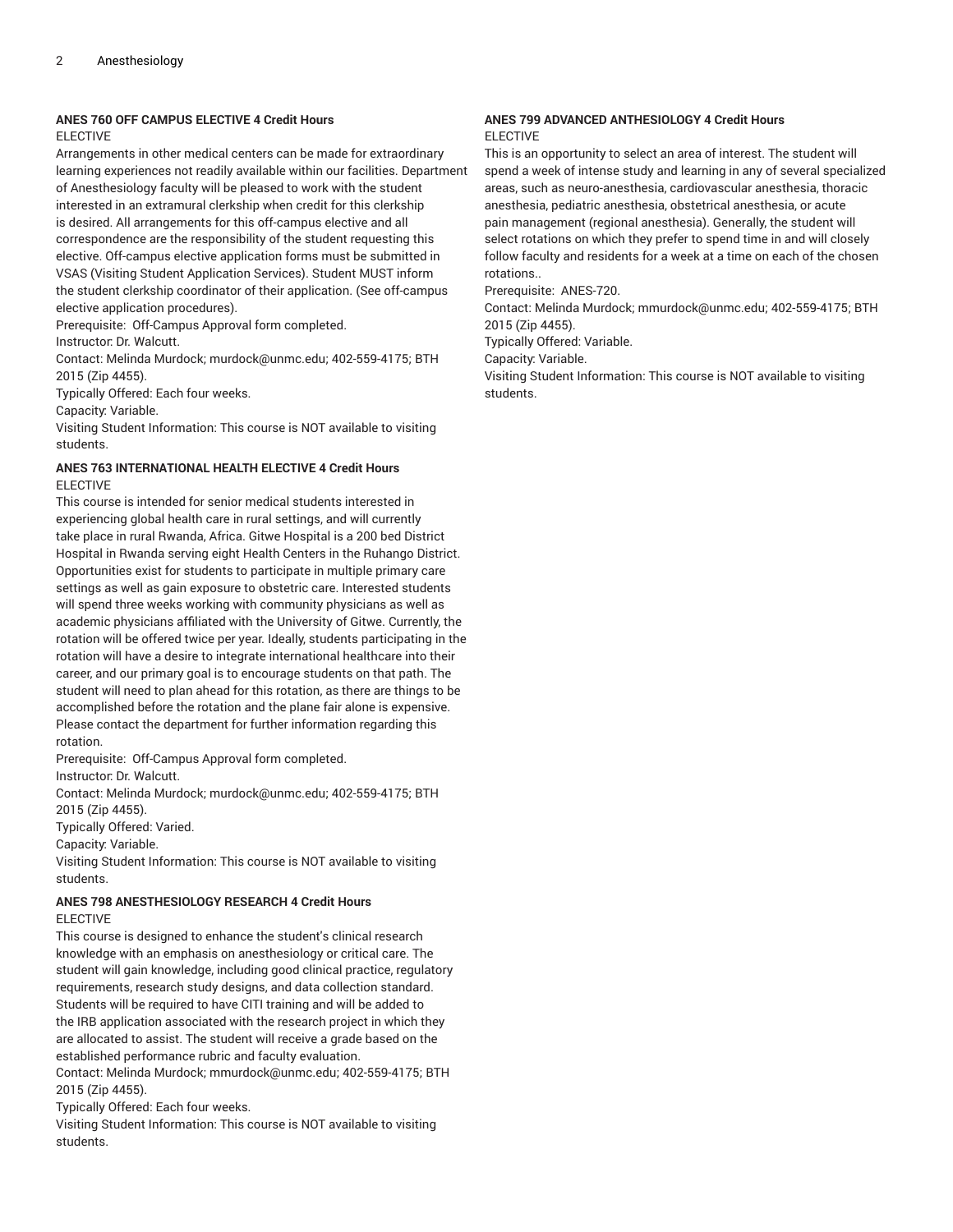### ANES 760 OFF CAMPUS ELECTIVE 4 Credit Hours

ELECTIVE

Arrangements in other medical centers can be made for extraordinary learning experiences not readily available within our facilities. Department of Anesthesiology faculty will be pleased to work with the student interested in an extramural clerkship when credit for this clerkship is desired. All arrangements for this off-campus elective and all correspondence are the responsibility of the student requesting this elective. Off-campus elective application forms must be submitted in VSAS (Visiting Student Application Services). Student MUST inform the student clerkship coordinator of their application. (See off-campus elective application procedures).

Prerequisite: Off-Campus Approval form completed.

Instructor: Dr. Walcutt.

Contact: Melinda Murdock; murdock@unmc.edu; 402-559-4175; BTH 2015 (Zip 4455).

Typically Offered: Each four weeks.

Capacity: Variable.

Visiting Student Information: This course is NOT available to visiting students.

### ANES 763 INTERNATIONAL HEALTH ELECTIVE 4 Credit Hours

ELECTIVE

This course is intended for senior medical students interested in experiencing global health care in rural settings, and will currently take place in rural Rwanda, Africa. Gitwe Hospital is a 200 bed District Hospital in Rwanda serving eight Health Centers in the Ruhango District. Opportunities exist for students to participate in multiple primary care settings as well as gain exposure to obstetric care. Interested students will spend three weeks working with community physicians as well as academic physicians affiliated with the University of Gitwe. Currently, the rotation will be offered twice per year. Ideally, students participating in the rotation will have a desire to integrate international healthcare into their career, and our primary goal is to encourage students on that path. The student will need to plan ahead for this rotation, as there are things to be accomplished before the rotation and the plane fair alone is expensive. Please contact the department for further information regarding this rotation.

Prerequisite: Off-Campus Approval form completed.

Instructor: Dr. Walcutt.

Contact: Melinda Murdock; murdock@unmc.edu; 402-559-4175; BTH 2015 (Zip 4455).

Typically Offered: Varied.

Capacity: Variable.

Visiting Student Information: This course is NOT available to visiting students.

### ANES 798 ANESTHESIOLOGY RESEARCH 4 Credit Hours

ELECTIVE

This course is designed to enhance the student's clinical research knowledge with an emphasis on anesthesiology or critical care. The student will gain knowledge, including good clinical practice, regulatory requirements, research study designs, and data collection standard. Students will be required to have CITI training and will be added to the IRB application associated with the research project in which they are allocated to assist. The student will receive a grade based on the established performance rubric and faculty evaluation.

Contact: Melinda Murdock; mmurdock@unmc.edu; 402-559-4175; BTH 2015 (Zip 4455).

Typically Offered: Each four weeks.

Visiting Student Information: This course is NOT available to visiting students.

### ANES 799 ADVANCED ANTHESIOLOGY 4 Credit Hours

ELECTIVE

This is an opportunity to select an area of interest. The student will spend a week of intense study and learning in any of several specialized areas, such as neuro-anesthesia, cardiovascular anesthesia, thoracic anesthesia, pediatric anesthesia, obstetrical anesthesia, or acute pain management (regional anesthesia). Generally, the student will select rotations on which they prefer to spend time in and will closely follow faculty and residents for a week at a time on each of the chosen rotations..

Prerequisite: ANES-720.

Contact: Melinda Murdock; mmurdock@unmc.edu; 402-559-4175; BTH 2015 (Zip 4455).

Typically Offered: Variable.

Capacity: Variable.

Visiting Student Information: This course is NOT available to visiting students.